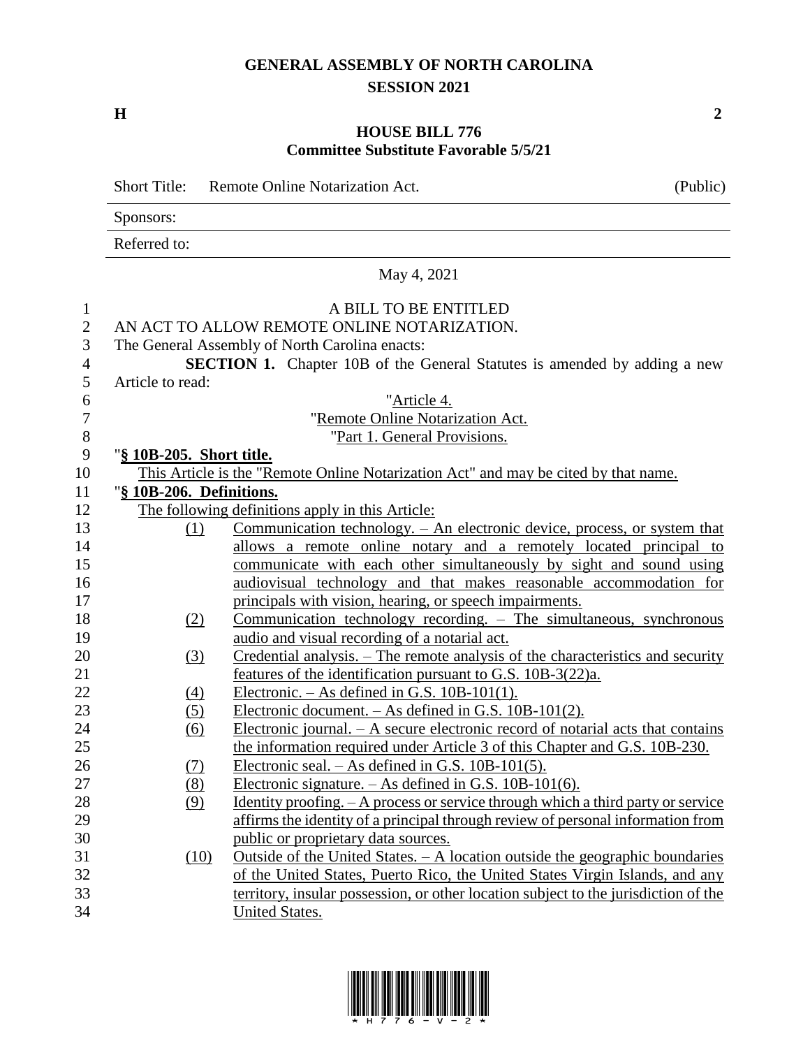# GENERAL ASSEMBLY OF NORTH CAROLINA
## SESSION 2021

**H** **2**

## HOUSE BILL 776
### Committee Substitute Favorable 5/5/21

Short Title: Remote Online Notarization Act. (Public)

Sponsors:

Referred to:

May 4, 2021

A BILL TO BE ENTITLED

AN ACT TO ALLOW REMOTE ONLINE NOTARIZATION.

The General Assembly of North Carolina enacts:

**SECTION 1.** Chapter 10B of the General Statutes is amended by adding a new Article to read:

"Article 4.

"Remote Online Notarization Act.

"Part 1. General Provisions.

"**§ 10B-205. Short title.**

This Article is the "Remote Online Notarization Act" and may be cited by that name.

"**§ 10B-206. Definitions.**

The following definitions apply in this Article:

(1) Communication technology. – An electronic device, process, or system that allows a remote online notary and a remotely located principal to communicate with each other simultaneously by sight and sound using audiovisual technology and that makes reasonable accommodation for principals with vision, hearing, or speech impairments.

(2) Communication technology recording. – The simultaneous, synchronous audio and visual recording of a notarial act.

(3) Credential analysis. – The remote analysis of the characteristics and security features of the identification pursuant to G.S. 10B-3(22)a.

(4) Electronic. – As defined in G.S. 10B-101(1).

(5) Electronic document. – As defined in G.S. 10B-101(2).

(6) Electronic journal. – A secure electronic record of notarial acts that contains the information required under Article 3 of this Chapter and G.S. 10B-230.

(7) Electronic seal. – As defined in G.S. 10B-101(5).

(8) Electronic signature. – As defined in G.S. 10B-101(6).

(9) Identity proofing. – A process or service through which a third party or service affirms the identity of a principal through review of personal information from public or proprietary data sources.

(10) Outside of the United States. – A location outside the geographic boundaries of the United States, Puerto Rico, the United States Virgin Islands, and any territory, insular possession, or other location subject to the jurisdiction of the United States.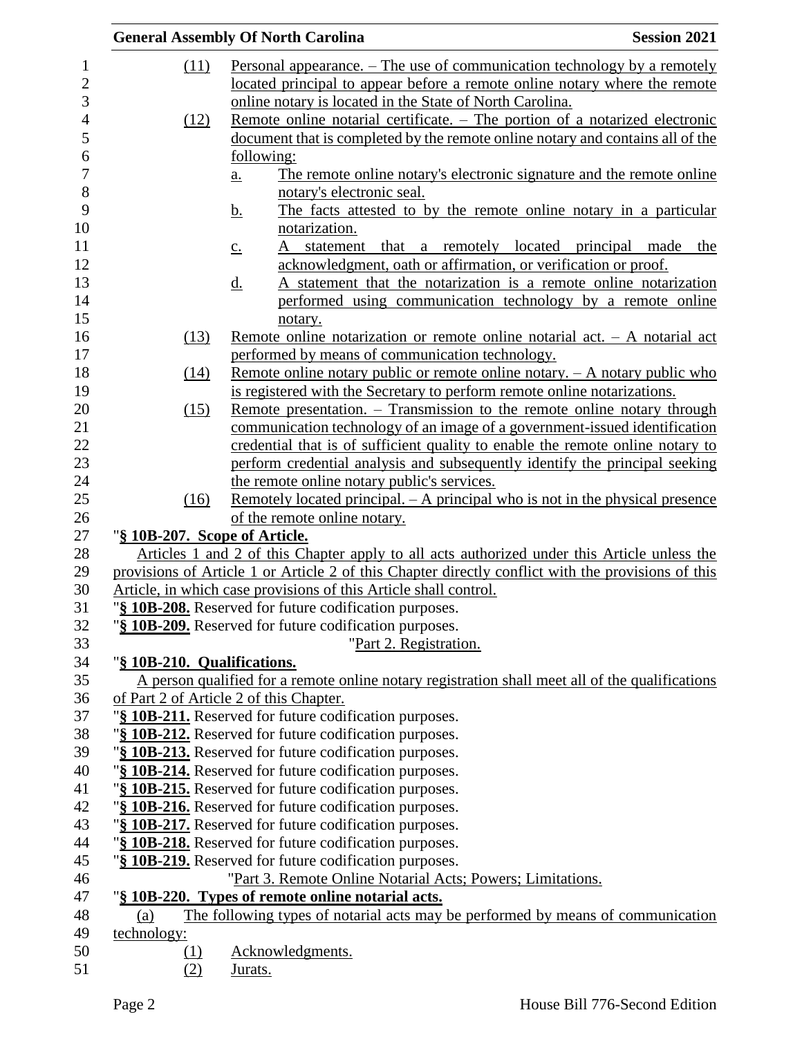(11) Personal appearance. – The use of communication technology by a remotely located principal to appear before a remote online notary where the remote online notary is located in the State of North Carolina.

(12) Remote online notarial certificate. – The portion of a notarized electronic document that is completed by the remote online notary and contains all of the following:

a. The remote online notary's electronic signature and the remote online notary's electronic seal.

b. The facts attested to by the remote online notary in a particular notarization.

c. A statement that a remotely located principal made the acknowledgment, oath or affirmation, or verification or proof.

d. A statement that the notarization is a remote online notarization performed using communication technology by a remote online notary.

(13) Remote online notarization or remote online notarial act. – A notarial act performed by means of communication technology.

(14) Remote online notary public or remote online notary. – A notary public who is registered with the Secretary to perform remote online notarizations.

(15) Remote presentation. – Transmission to the remote online notary through communication technology of an image of a government-issued identification credential that is of sufficient quality to enable the remote online notary to perform credential analysis and subsequently identify the principal seeking the remote online notary public's services.

(16) Remotely located principal. – A principal who is not in the physical presence of the remote online notary.

"**§ 10B-207. Scope of Article.**

Articles 1 and 2 of this Chapter apply to all acts authorized under this Article unless the provisions of Article 1 or Article 2 of this Chapter directly conflict with the provisions of this Article, in which case provisions of this Article shall control.

"**§ 10B-208.** Reserved for future codification purposes.

"**§ 10B-209.** Reserved for future codification purposes.

"Part 2. Registration.

"**§ 10B-210. Qualifications.**

A person qualified for a remote online notary registration shall meet all of the qualifications of Part 2 of Article 2 of this Chapter.

"**§ 10B-211.** Reserved for future codification purposes.

"**§ 10B-212.** Reserved for future codification purposes.

"**§ 10B-213.** Reserved for future codification purposes.

"**§ 10B-214.** Reserved for future codification purposes.

"**§ 10B-215.** Reserved for future codification purposes.

"**§ 10B-216.** Reserved for future codification purposes.

"**§ 10B-217.** Reserved for future codification purposes.

"**§ 10B-218.** Reserved for future codification purposes.

"**§ 10B-219.** Reserved for future codification purposes.

"Part 3. Remote Online Notarial Acts; Powers; Limitations.

"**§ 10B-220. Types of remote online notarial acts.**

(a) The following types of notarial acts may be performed by means of communication technology:

(1) Acknowledgments.

(2) Jurats.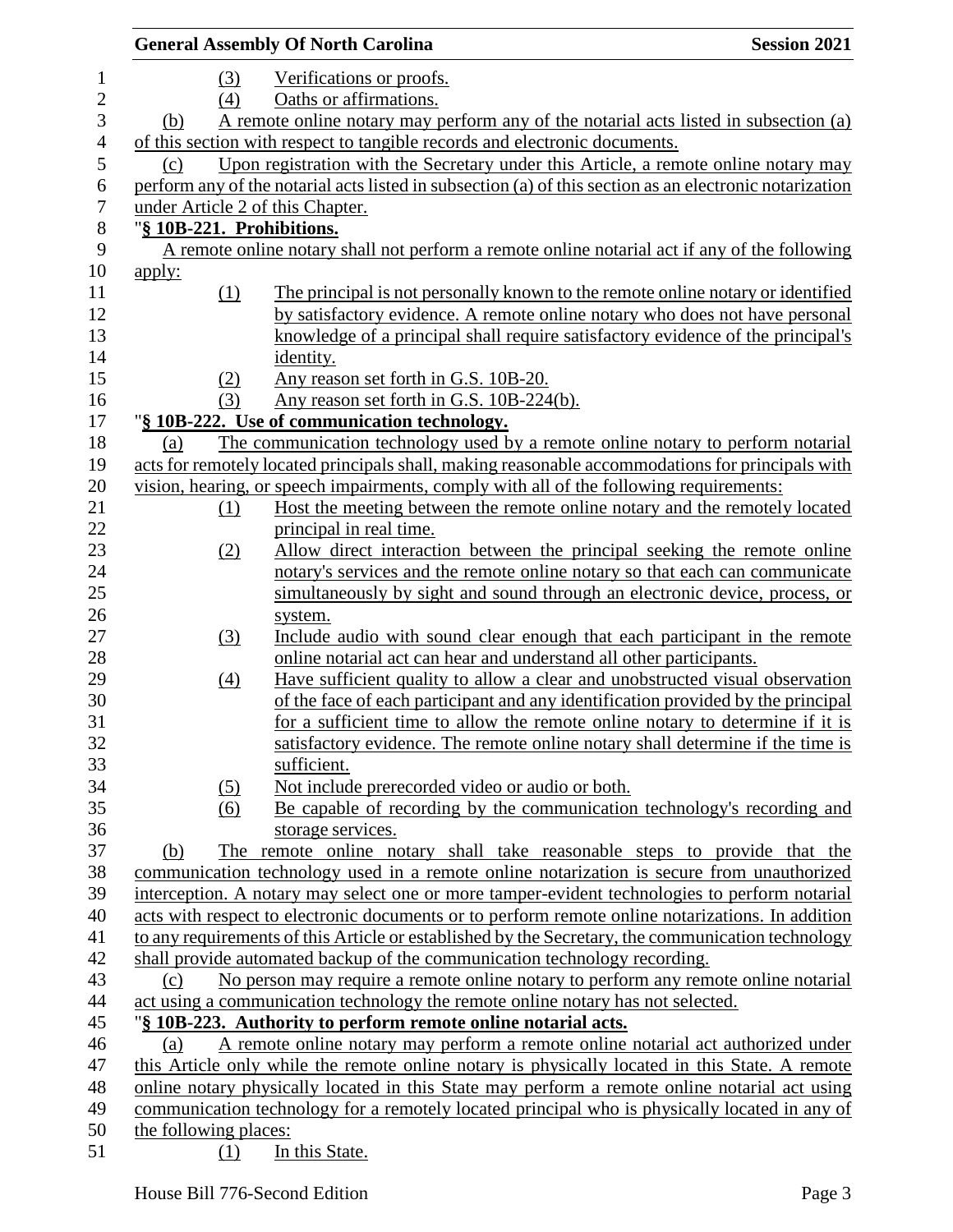(3) Verifications or proofs.

(4) Oaths or affirmations.

(b) A remote online notary may perform any of the notarial acts listed in subsection (a) of this section with respect to tangible records and electronic documents.

(c) Upon registration with the Secretary under this Article, a remote online notary may perform any of the notarial acts listed in subsection (a) of this section as an electronic notarization under Article 2 of this Chapter.

"**§ 10B-221. Prohibitions.**

A remote online notary shall not perform a remote online notarial act if any of the following apply:

(1) The principal is not personally known to the remote online notary or identified by satisfactory evidence. A remote online notary who does not have personal knowledge of a principal shall require satisfactory evidence of the principal's identity.

(2) Any reason set forth in G.S. 10B-20.

(3) Any reason set forth in G.S. 10B-224(b).

"**§ 10B-222. Use of communication technology.**

(a) The communication technology used by a remote online notary to perform notarial acts for remotely located principals shall, making reasonable accommodations for principals with vision, hearing, or speech impairments, comply with all of the following requirements:

(1) Host the meeting between the remote online notary and the remotely located principal in real time.

(2) Allow direct interaction between the principal seeking the remote online notary's services and the remote online notary so that each can communicate simultaneously by sight and sound through an electronic device, process, or system.

(3) Include audio with sound clear enough that each participant in the remote online notarial act can hear and understand all other participants.

(4) Have sufficient quality to allow a clear and unobstructed visual observation of the face of each participant and any identification provided by the principal for a sufficient time to allow the remote online notary to determine if it is satisfactory evidence. The remote online notary shall determine if the time is sufficient.

(5) Not include prerecorded video or audio or both.

(6) Be capable of recording by the communication technology's recording and storage services.

(b) The remote online notary shall take reasonable steps to provide that the communication technology used in a remote online notarization is secure from unauthorized interception. A notary may select one or more tamper-evident technologies to perform notarial acts with respect to electronic documents or to perform remote online notarizations. In addition to any requirements of this Article or established by the Secretary, the communication technology shall provide automated backup of the communication technology recording.

(c) No person may require a remote online notary to perform any remote online notarial act using a communication technology the remote online notary has not selected.

"**§ 10B-223. Authority to perform remote online notarial acts.**

(a) A remote online notary may perform a remote online notarial act authorized under this Article only while the remote online notary is physically located in this State. A remote online notary physically located in this State may perform a remote online notarial act using communication technology for a remotely located principal who is physically located in any of the following places:

(1) In this State.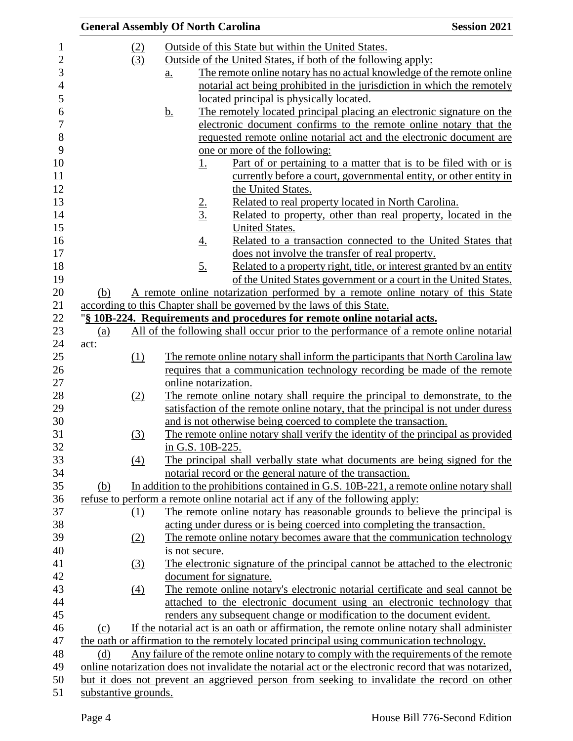(2) Outside of this State but within the United States.

(3) Outside of the United States, if both of the following apply:

a. The remote online notary has no actual knowledge of the remote online notarial act being prohibited in the jurisdiction in which the remotely located principal is physically located.

b. The remotely located principal placing an electronic signature on the electronic document confirms to the remote online notary that the requested remote online notarial act and the electronic document are one or more of the following:

1. Part of or pertaining to a matter that is to be filed with or is currently before a court, governmental entity, or other entity in the United States.

2. Related to real property located in North Carolina.

3. Related to property, other than real property, located in the United States.

4. Related to a transaction connected to the United States that does not involve the transfer of real property.

5. Related to a property right, title, or interest granted by an entity of the United States government or a court in the United States.

(b) A remote online notarization performed by a remote online notary of this State according to this Chapter shall be governed by the laws of this State.

"**§ 10B-224. Requirements and procedures for remote online notarial acts.**

(a) All of the following shall occur prior to the performance of a remote online notarial act:

(1) The remote online notary shall inform the participants that North Carolina law requires that a communication technology recording be made of the remote online notarization.

(2) The remote online notary shall require the principal to demonstrate, to the satisfaction of the remote online notary, that the principal is not under duress and is not otherwise being coerced to complete the transaction.

(3) The remote online notary shall verify the identity of the principal as provided in G.S. 10B-225.

(4) The principal shall verbally state what documents are being signed for the notarial record or the general nature of the transaction.

(b) In addition to the prohibitions contained in G.S. 10B-221, a remote online notary shall refuse to perform a remote online notarial act if any of the following apply:

(1) The remote online notary has reasonable grounds to believe the principal is acting under duress or is being coerced into completing the transaction.

(2) The remote online notary becomes aware that the communication technology is not secure.

(3) The electronic signature of the principal cannot be attached to the electronic document for signature.

(4) The remote online notary's electronic notarial certificate and seal cannot be attached to the electronic document using an electronic technology that renders any subsequent change or modification to the document evident.

(c) If the notarial act is an oath or affirmation, the remote online notary shall administer the oath or affirmation to the remotely located principal using communication technology.

(d) Any failure of the remote online notary to comply with the requirements of the remote online notarization does not invalidate the notarial act or the electronic record that was notarized, but it does not prevent an aggrieved person from seeking to invalidate the record on other substantive grounds.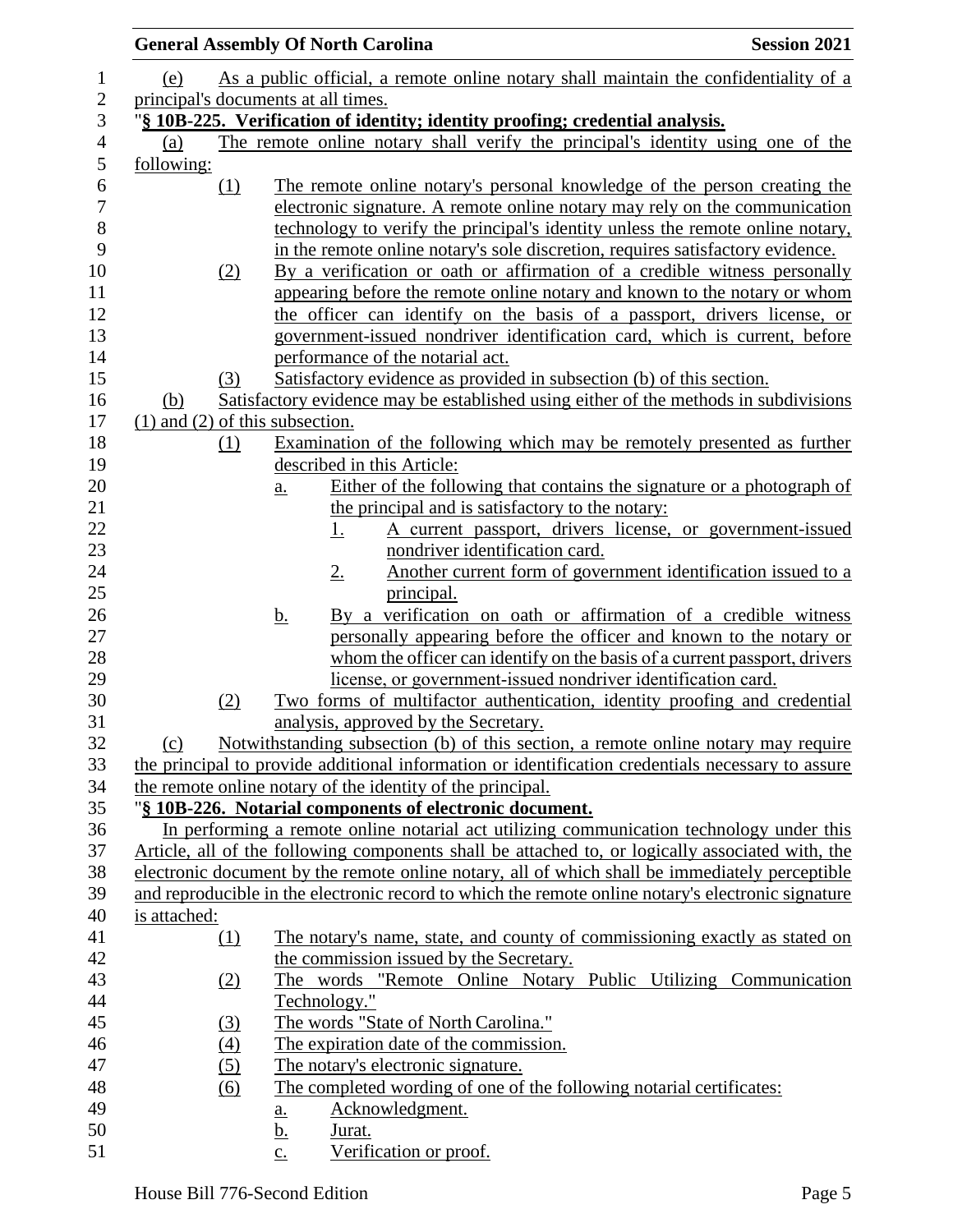(e) As a public official, a remote online notary shall maintain the confidentiality of a principal's documents at all times.

"**§ 10B-225. Verification of identity; identity proofing; credential analysis.**

(a) The remote online notary shall verify the principal's identity using one of the following:

(1) The remote online notary's personal knowledge of the person creating the electronic signature. A remote online notary may rely on the communication technology to verify the principal's identity unless the remote online notary, in the remote online notary's sole discretion, requires satisfactory evidence.

(2) By a verification or oath or affirmation of a credible witness personally appearing before the remote online notary and known to the notary or whom the officer can identify on the basis of a passport, drivers license, or government-issued nondriver identification card, which is current, before performance of the notarial act.

(3) Satisfactory evidence as provided in subsection (b) of this section.

(b) Satisfactory evidence may be established using either of the methods in subdivisions (1) and (2) of this subsection.

(1) Examination of the following which may be remotely presented as further described in this Article:

a. Either of the following that contains the signature or a photograph of the principal and is satisfactory to the notary:

1. A current passport, drivers license, or government-issued nondriver identification card.

2. Another current form of government identification issued to a principal.

b. By a verification on oath or affirmation of a credible witness personally appearing before the officer and known to the notary or whom the officer can identify on the basis of a current passport, drivers license, or government-issued nondriver identification card.

(2) Two forms of multifactor authentication, identity proofing and credential analysis, approved by the Secretary.

(c) Notwithstanding subsection (b) of this section, a remote online notary may require the principal to provide additional information or identification credentials necessary to assure the remote online notary of the identity of the principal.

"**§ 10B-226. Notarial components of electronic document.**

In performing a remote online notarial act utilizing communication technology under this Article, all of the following components shall be attached to, or logically associated with, the electronic document by the remote online notary, all of which shall be immediately perceptible and reproducible in the electronic record to which the remote online notary's electronic signature is attached:

(1) The notary's name, state, and county of commissioning exactly as stated on the commission issued by the Secretary.

(2) The words "Remote Online Notary Public Utilizing Communication Technology."

(3) The words "State of North Carolina."

(4) The expiration date of the commission.

(5) The notary's electronic signature.

(6) The completed wording of one of the following notarial certificates:

a. Acknowledgment.

b. Jurat.

c. Verification or proof.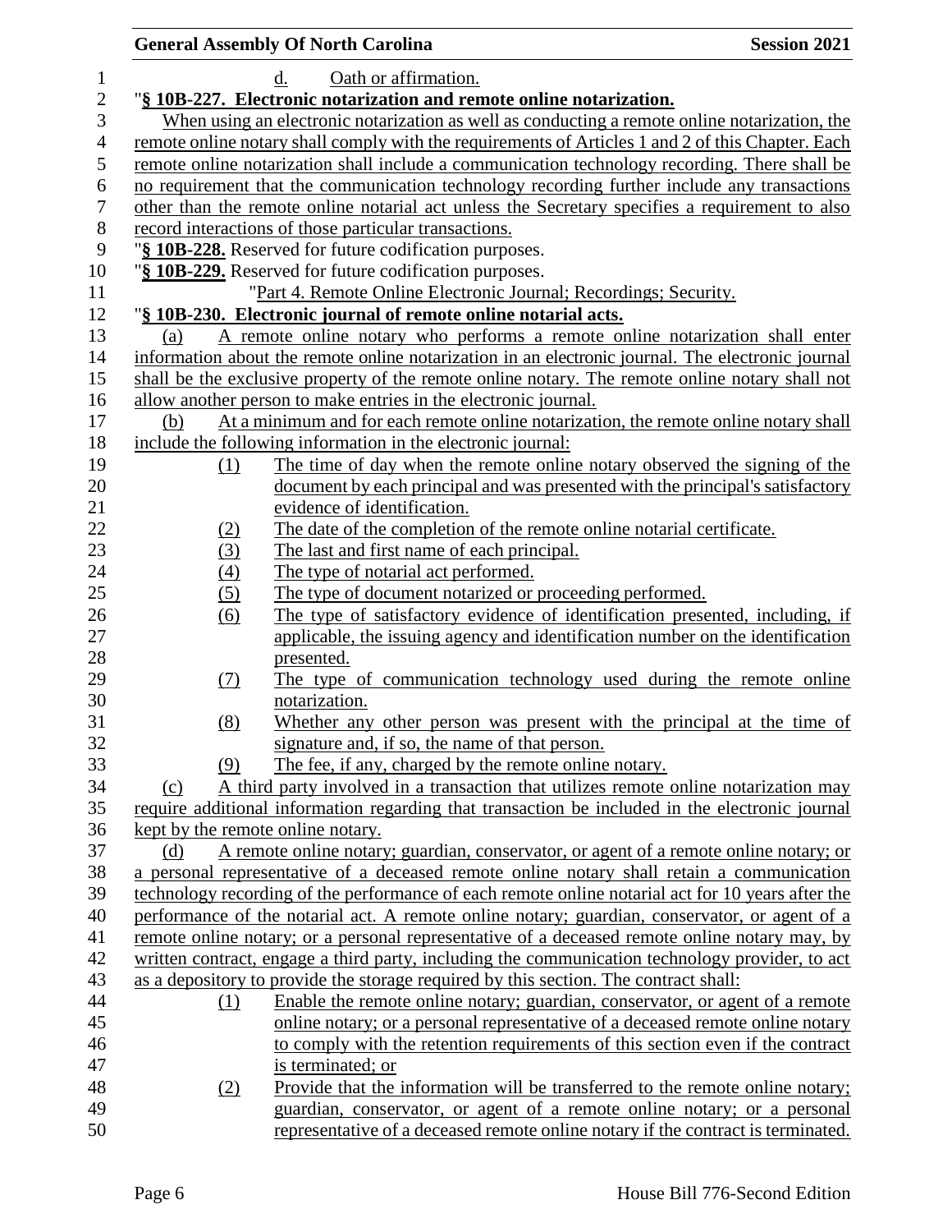d. Oath or affirmation.

"**§ 10B-227. Electronic notarization and remote online notarization.**

When using an electronic notarization as well as conducting a remote online notarization, the remote online notary shall comply with the requirements of Articles 1 and 2 of this Chapter. Each remote online notarization shall include a communication technology recording. There shall be no requirement that the communication technology recording further include any transactions other than the remote online notarial act unless the Secretary specifies a requirement to also record interactions of those particular transactions.

"**§ 10B-228.** Reserved for future codification purposes.

"**§ 10B-229.** Reserved for future codification purposes.

"Part 4. Remote Online Electronic Journal; Recordings; Security.

"**§ 10B-230. Electronic journal of remote online notarial acts.**

(a) A remote online notary who performs a remote online notarization shall enter information about the remote online notarization in an electronic journal. The electronic journal shall be the exclusive property of the remote online notary. The remote online notary shall not allow another person to make entries in the electronic journal.

(b) At a minimum and for each remote online notarization, the remote online notary shall include the following information in the electronic journal:

(1) The time of day when the remote online notary observed the signing of the document by each principal and was presented with the principal's satisfactory evidence of identification.

(2) The date of the completion of the remote online notarial certificate.

(3) The last and first name of each principal.

(4) The type of notarial act performed.

(5) The type of document notarized or proceeding performed.

(6) The type of satisfactory evidence of identification presented, including, if applicable, the issuing agency and identification number on the identification presented.

(7) The type of communication technology used during the remote online notarization.

(8) Whether any other person was present with the principal at the time of signature and, if so, the name of that person.

(9) The fee, if any, charged by the remote online notary.

(c) A third party involved in a transaction that utilizes remote online notarization may require additional information regarding that transaction be included in the electronic journal kept by the remote online notary.

(d) A remote online notary; guardian, conservator, or agent of a remote online notary; or a personal representative of a deceased remote online notary shall retain a communication technology recording of the performance of each remote online notarial act for 10 years after the performance of the notarial act. A remote online notary; guardian, conservator, or agent of a remote online notary; or a personal representative of a deceased remote online notary may, by written contract, engage a third party, including the communication technology provider, to act as a depository to provide the storage required by this section. The contract shall:

(1) Enable the remote online notary; guardian, conservator, or agent of a remote online notary; or a personal representative of a deceased remote online notary to comply with the retention requirements of this section even if the contract is terminated; or

(2) Provide that the information will be transferred to the remote online notary; guardian, conservator, or agent of a remote online notary; or a personal representative of a deceased remote online notary if the contract is terminated.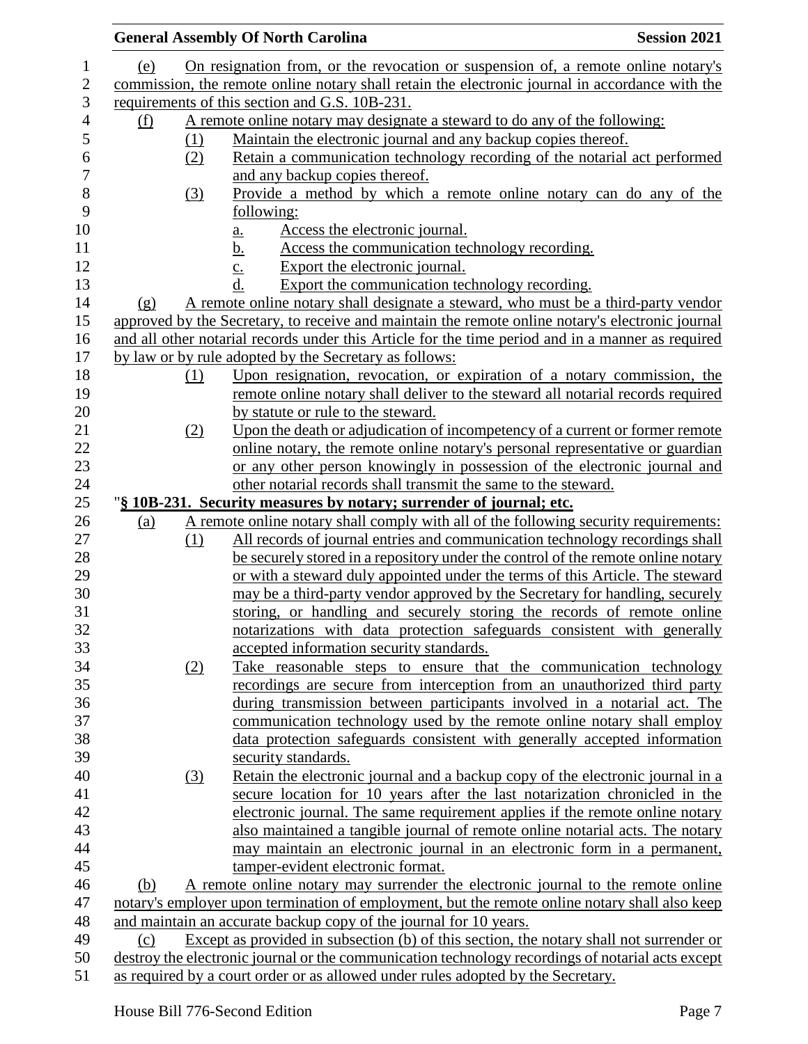(e) On resignation from, or the revocation or suspension of, a remote online notary's commission, the remote online notary shall retain the electronic journal in accordance with the requirements of this section and G.S. 10B-231.

(f) A remote online notary may designate a steward to do any of the following:

(1) Maintain the electronic journal and any backup copies thereof.

(2) Retain a communication technology recording of the notarial act performed and any backup copies thereof.

(3) Provide a method by which a remote online notary can do any of the following:

a. Access the electronic journal.

b. Access the communication technology recording.

c. Export the electronic journal.

d. Export the communication technology recording.

(g) A remote online notary shall designate a steward, who must be a third-party vendor approved by the Secretary, to receive and maintain the remote online notary's electronic journal and all other notarial records under this Article for the time period and in a manner as required by law or by rule adopted by the Secretary as follows:

(1) Upon resignation, revocation, or expiration of a notary commission, the remote online notary shall deliver to the steward all notarial records required by statute or rule to the steward.

(2) Upon the death or adjudication of incompetency of a current or former remote online notary, the remote online notary's personal representative or guardian or any other person knowingly in possession of the electronic journal and other notarial records shall transmit the same to the steward.

"**§ 10B-231. Security measures by notary; surrender of journal; etc.**

(a) A remote online notary shall comply with all of the following security requirements:

(1) All records of journal entries and communication technology recordings shall be securely stored in a repository under the control of the remote online notary or with a steward duly appointed under the terms of this Article. The steward may be a third-party vendor approved by the Secretary for handling, securely storing, or handling and securely storing the records of remote online notarizations with data protection safeguards consistent with generally accepted information security standards.

(2) Take reasonable steps to ensure that the communication technology recordings are secure from interception from an unauthorized third party during transmission between participants involved in a notarial act. The communication technology used by the remote online notary shall employ data protection safeguards consistent with generally accepted information security standards.

(3) Retain the electronic journal and a backup copy of the electronic journal in a secure location for 10 years after the last notarization chronicled in the electronic journal. The same requirement applies if the remote online notary also maintained a tangible journal of remote online notarial acts. The notary may maintain an electronic journal in an electronic form in a permanent, tamper-evident electronic format.

(b) A remote online notary may surrender the electronic journal to the remote online notary's employer upon termination of employment, but the remote online notary shall also keep and maintain an accurate backup copy of the journal for 10 years.

(c) Except as provided in subsection (b) of this section, the notary shall not surrender or destroy the electronic journal or the communication technology recordings of notarial acts except as required by a court order or as allowed under rules adopted by the Secretary.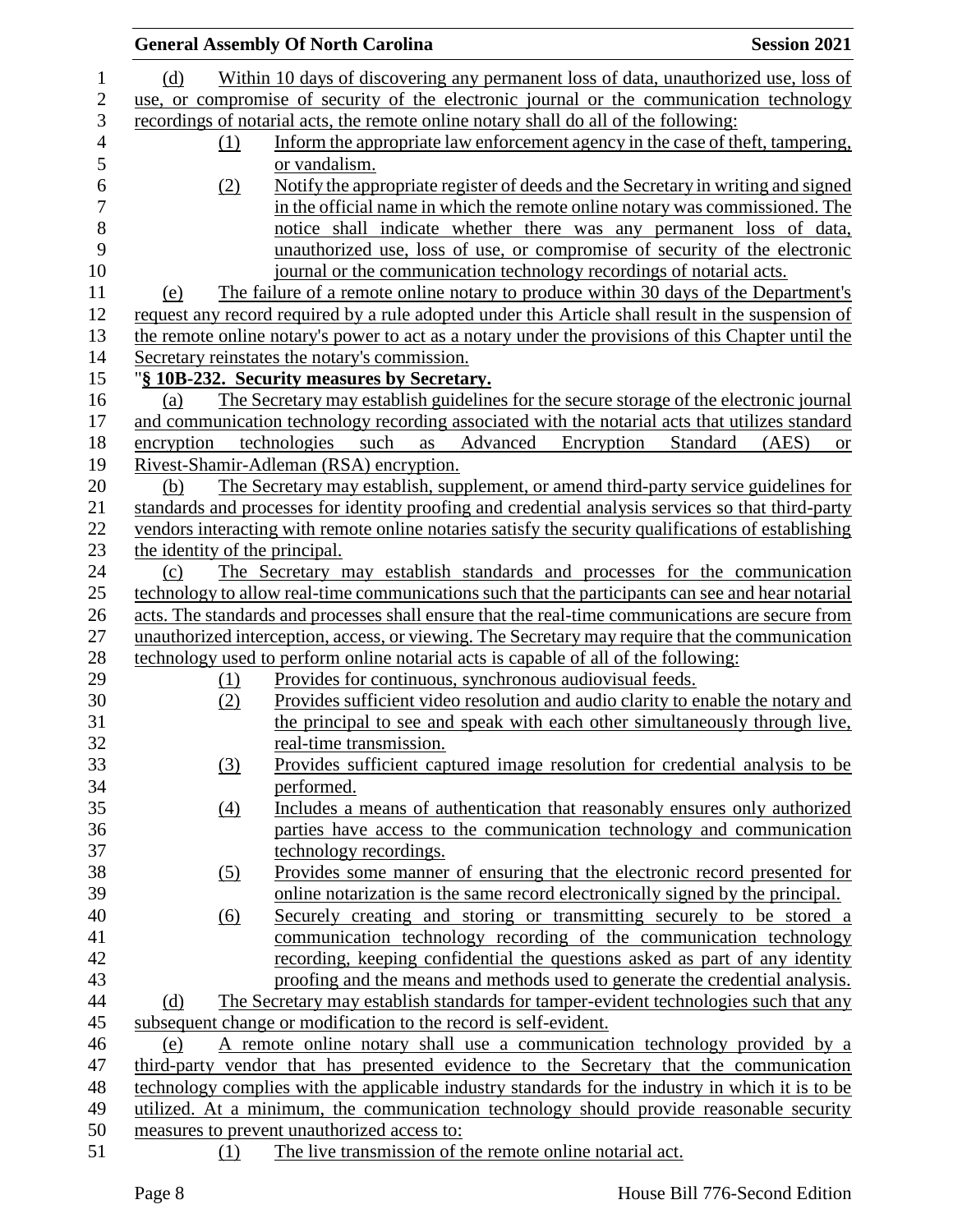(d) Within 10 days of discovering any permanent loss of data, unauthorized use, loss of use, or compromise of security of the electronic journal or the communication technology recordings of notarial acts, the remote online notary shall do all of the following:

(1) Inform the appropriate law enforcement agency in the case of theft, tampering, or vandalism.

(2) Notify the appropriate register of deeds and the Secretary in writing and signed in the official name in which the remote online notary was commissioned. The notice shall indicate whether there was any permanent loss of data, unauthorized use, loss of use, or compromise of security of the electronic journal or the communication technology recordings of notarial acts.

(e) The failure of a remote online notary to produce within 30 days of the Department's request any record required by a rule adopted under this Article shall result in the suspension of the remote online notary's power to act as a notary under the provisions of this Chapter until the Secretary reinstates the notary's commission.

"**§ 10B-232. Security measures by Secretary.**

(a) The Secretary may establish guidelines for the secure storage of the electronic journal and communication technology recording associated with the notarial acts that utilizes standard encryption technologies such as Advanced Encryption Standard (AES) or Rivest-Shamir-Adleman (RSA) encryption.

(b) The Secretary may establish, supplement, or amend third-party service guidelines for standards and processes for identity proofing and credential analysis services so that third-party vendors interacting with remote online notaries satisfy the security qualifications of establishing the identity of the principal.

(c) The Secretary may establish standards and processes for the communication technology to allow real-time communications such that the participants can see and hear notarial acts. The standards and processes shall ensure that the real-time communications are secure from unauthorized interception, access, or viewing. The Secretary may require that the communication technology used to perform online notarial acts is capable of all of the following:

(1) Provides for continuous, synchronous audiovisual feeds.

(2) Provides sufficient video resolution and audio clarity to enable the notary and the principal to see and speak with each other simultaneously through live, real-time transmission.

(3) Provides sufficient captured image resolution for credential analysis to be performed.

(4) Includes a means of authentication that reasonably ensures only authorized parties have access to the communication technology and communication technology recordings.

(5) Provides some manner of ensuring that the electronic record presented for online notarization is the same record electronically signed by the principal.

(6) Securely creating and storing or transmitting securely to be stored a communication technology recording of the communication technology recording, keeping confidential the questions asked as part of any identity proofing and the means and methods used to generate the credential analysis.

(d) The Secretary may establish standards for tamper-evident technologies such that any subsequent change or modification to the record is self-evident.

(e) A remote online notary shall use a communication technology provided by a third-party vendor that has presented evidence to the Secretary that the communication technology complies with the applicable industry standards for the industry in which it is to be utilized. At a minimum, the communication technology should provide reasonable security measures to prevent unauthorized access to:

(1) The live transmission of the remote online notarial act.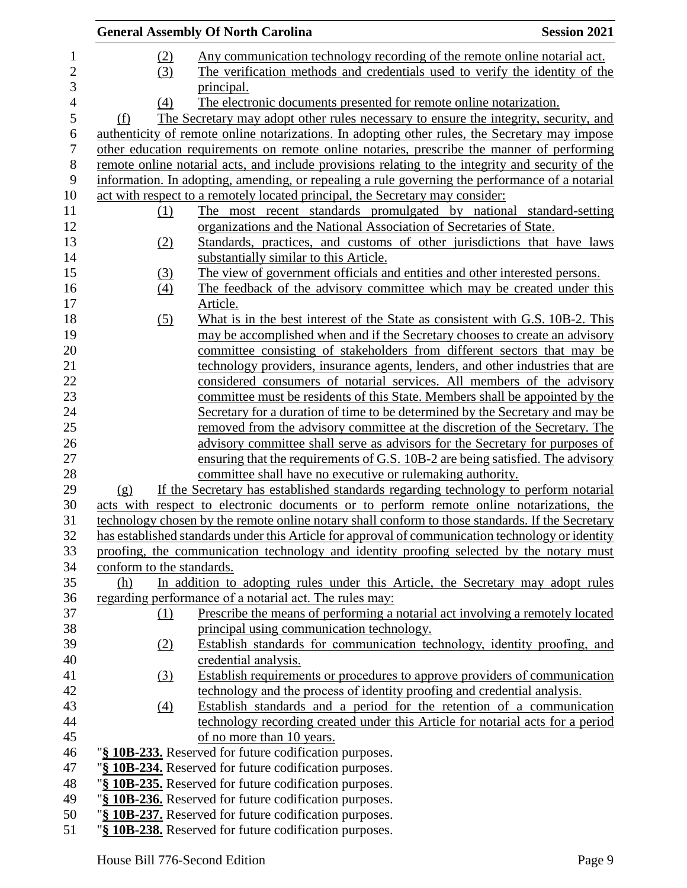(2) Any communication technology recording of the remote online notarial act.

(3) The verification methods and credentials used to verify the identity of the principal.

(4) The electronic documents presented for remote online notarization.

(f) The Secretary may adopt other rules necessary to ensure the integrity, security, and authenticity of remote online notarizations. In adopting other rules, the Secretary may impose other education requirements on remote online notaries, prescribe the manner of performing remote online notarial acts, and include provisions relating to the integrity and security of the information. In adopting, amending, or repealing a rule governing the performance of a notarial act with respect to a remotely located principal, the Secretary may consider:

(1) The most recent standards promulgated by national standard-setting organizations and the National Association of Secretaries of State.

(2) Standards, practices, and customs of other jurisdictions that have laws substantially similar to this Article.

(3) The view of government officials and entities and other interested persons.

(4) The feedback of the advisory committee which may be created under this Article.

(5) What is in the best interest of the State as consistent with G.S. 10B-2. This may be accomplished when and if the Secretary chooses to create an advisory committee consisting of stakeholders from different sectors that may be technology providers, insurance agents, lenders, and other industries that are considered consumers of notarial services. All members of the advisory committee must be residents of this State. Members shall be appointed by the Secretary for a duration of time to be determined by the Secretary and may be removed from the advisory committee at the discretion of the Secretary. The advisory committee shall serve as advisors for the Secretary for purposes of ensuring that the requirements of G.S. 10B-2 are being satisfied. The advisory committee shall have no executive or rulemaking authority.

(g) If the Secretary has established standards regarding technology to perform notarial acts with respect to electronic documents or to perform remote online notarizations, the technology chosen by the remote online notary shall conform to those standards. If the Secretary has established standards under this Article for approval of communication technology or identity proofing, the communication technology and identity proofing selected by the notary must conform to the standards.

(h) In addition to adopting rules under this Article, the Secretary may adopt rules regarding performance of a notarial act. The rules may:

(1) Prescribe the means of performing a notarial act involving a remotely located principal using communication technology.

(2) Establish standards for communication technology, identity proofing, and credential analysis.

(3) Establish requirements or procedures to approve providers of communication technology and the process of identity proofing and credential analysis.

(4) Establish standards and a period for the retention of a communication technology recording created under this Article for notarial acts for a period of no more than 10 years.

"**§ 10B-233.** Reserved for future codification purposes.

"**§ 10B-234.** Reserved for future codification purposes.

"**§ 10B-235.** Reserved for future codification purposes.

"**§ 10B-236.** Reserved for future codification purposes.

"**§ 10B-237.** Reserved for future codification purposes.

"**§ 10B-238.** Reserved for future codification purposes.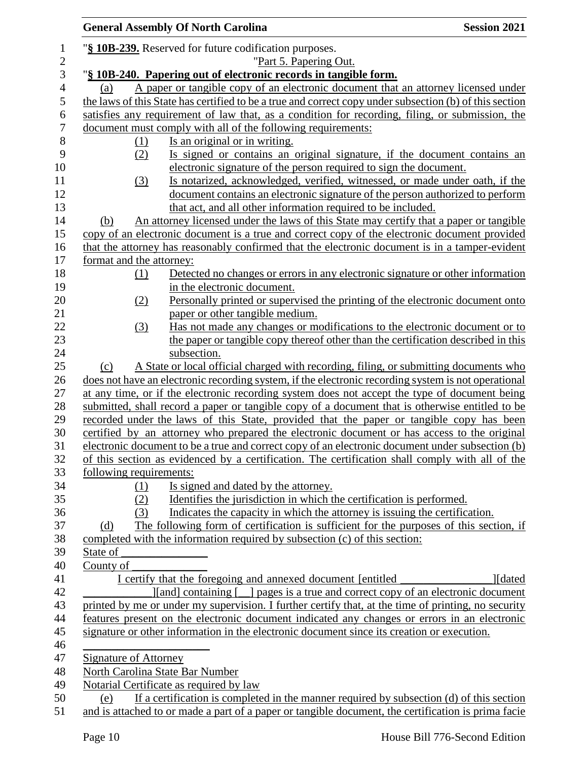"**§ 10B-239.** Reserved for future codification purposes.

"Part 5. Papering Out.

"**§ 10B-240. Papering out of electronic records in tangible form.**

(a) A paper or tangible copy of an electronic document that an attorney licensed under the laws of this State has certified to be a true and correct copy under subsection (b) of this section satisfies any requirement of law that, as a condition for recording, filing, or submission, the document must comply with all of the following requirements:

(1) Is an original or in writing.

(2) Is signed or contains an original signature, if the document contains an electronic signature of the person required to sign the document.

(3) Is notarized, acknowledged, verified, witnessed, or made under oath, if the document contains an electronic signature of the person authorized to perform that act, and all other information required to be included.

(b) An attorney licensed under the laws of this State may certify that a paper or tangible copy of an electronic document is a true and correct copy of the electronic document provided that the attorney has reasonably confirmed that the electronic document is in a tamper-evident format and the attorney:

(1) Detected no changes or errors in any electronic signature or other information in the electronic document.

(2) Personally printed or supervised the printing of the electronic document onto paper or other tangible medium.

(3) Has not made any changes or modifications to the electronic document or to the paper or tangible copy thereof other than the certification described in this subsection.

(c) A State or local official charged with recording, filing, or submitting documents who does not have an electronic recording system, if the electronic recording system is not operational at any time, or if the electronic recording system does not accept the type of document being submitted, shall record a paper or tangible copy of a document that is otherwise entitled to be recorded under the laws of this State, provided that the paper or tangible copy has been certified by an attorney who prepared the electronic document or has access to the original electronic document to be a true and correct copy of an electronic document under subsection (b) of this section as evidenced by a certification. The certification shall comply with all of the following requirements:

(1) Is signed and dated by the attorney.

(2) Identifies the jurisdiction in which the certification is performed.

(3) Indicates the capacity in which the attorney is issuing the certification.

(d) The following form of certification is sufficient for the purposes of this section, if completed with the information required by subsection (c) of this section:

State of _______________

County of _____________

I certify that the foregoing and annexed document [entitled ________________][dated ____________][and] containing [__] pages is a true and correct copy of an electronic document printed by me or under my supervision. I further certify that, at the time of printing, no security features present on the electronic document indicated any changes or errors in an electronic signature or other information in the electronic document since its creation or execution.

______________________

Signature of Attorney

North Carolina State Bar Number

Notarial Certificate as required by law

(e) If a certification is completed in the manner required by subsection (d) of this section and is attached to or made a part of a paper or tangible document, the certification is prima facie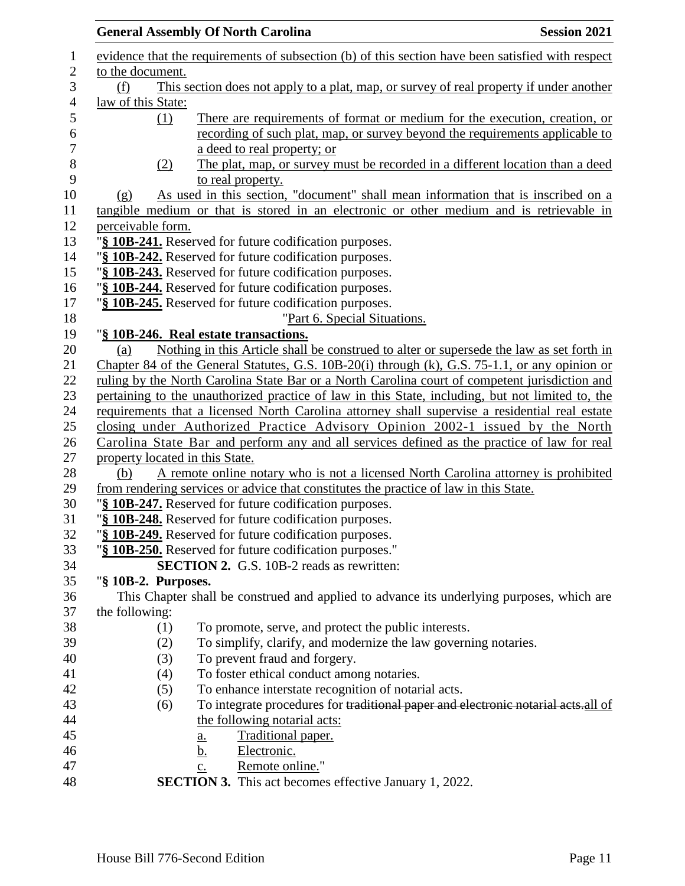evidence that the requirements of subsection (b) of this section have been satisfied with respect to the document.

(f) This section does not apply to a plat, map, or survey of real property if under another law of this State:

(1) There are requirements of format or medium for the execution, creation, or recording of such plat, map, or survey beyond the requirements applicable to a deed to real property; or

(2) The plat, map, or survey must be recorded in a different location than a deed to real property.

(g) As used in this section, "document" shall mean information that is inscribed on a tangible medium or that is stored in an electronic or other medium and is retrievable in perceivable form.

"**§ 10B-241.** Reserved for future codification purposes.

"**§ 10B-242.** Reserved for future codification purposes.

"**§ 10B-243.** Reserved for future codification purposes.

"**§ 10B-244.** Reserved for future codification purposes.

"**§ 10B-245.** Reserved for future codification purposes.

"Part 6. Special Situations.

"**§ 10B-246. Real estate transactions.**

(a) Nothing in this Article shall be construed to alter or supersede the law as set forth in Chapter 84 of the General Statutes, G.S. 10B-20(i) through (k), G.S. 75-1.1, or any opinion or ruling by the North Carolina State Bar or a North Carolina court of competent jurisdiction and pertaining to the unauthorized practice of law in this State, including, but not limited to, the requirements that a licensed North Carolina attorney shall supervise a residential real estate closing under Authorized Practice Advisory Opinion 2002-1 issued by the North Carolina State Bar and perform any and all services defined as the practice of law for real property located in this State.

(b) A remote online notary who is not a licensed North Carolina attorney is prohibited from rendering services or advice that constitutes the practice of law in this State.

"**§ 10B-247.** Reserved for future codification purposes.

"**§ 10B-248.** Reserved for future codification purposes.

"**§ 10B-249.** Reserved for future codification purposes.

"**§ 10B-250.** Reserved for future codification purposes."

**SECTION 2.** G.S. 10B-2 reads as rewritten:

"**§ 10B-2. Purposes.**

This Chapter shall be construed and applied to advance its underlying purposes, which are the following:

(1) To promote, serve, and protect the public interests.

(2) To simplify, clarify, and modernize the law governing notaries.

(3) To prevent fraud and forgery.

(4) To foster ethical conduct among notaries.

(5) To enhance interstate recognition of notarial acts.

(6) To integrate procedures for ~~traditional paper and electronic notarial acts.~~all of the following notarial acts:

a. Traditional paper.

b. Electronic.

c. Remote online."

**SECTION 3.** This act becomes effective January 1, 2022.